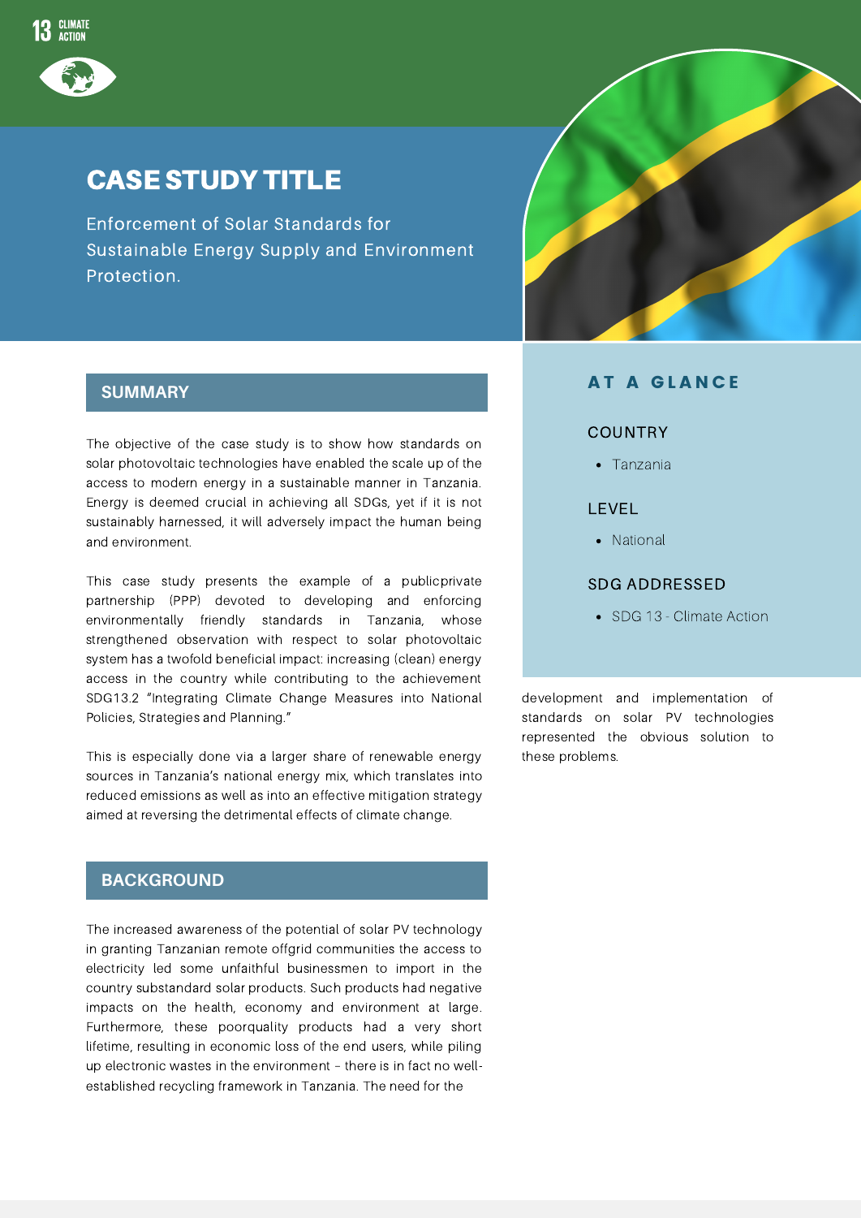13 CLIMATE ACTION

# CASE STUDY TITLE

Enforcement of Solar Standards for Sustainable Energy Supply and Environment Protection.

## SUMMARY

The objective of the case study is to show how standards on solar photovoltaic technologies have enabled the scale up of the access to modern energy in a sustainable manner in Tanzania. Energy is deemed crucial in achieving all SDGs, yet if it is not sustainably harnessed, it will adversely impact the human being and environment.

This case study presents the example of a publicprivate partnership (PPP) devoted to developing and enforcing environmentally friendly standards in Tanzania, whose strengthened observation with respect to solar photovoltaic system has a twofold beneficial impact: increasing (clean) energy access in the country while contributing to the achievement SDG13.2 "Integrating Climate Change Measures into National Policies, Strategies and Planning."

This is especially done via a larger share of renewable energy sources in Tanzania's national energy mix, which translates into reduced emissions as well as into an effective mitigation strategy aimed at reversing the detrimental effects of climate change.

## BACKGROUND

The increased awareness of the potential of solar PV technology in granting Tanzanian remote offgrid communities the access to electricity led some unfaithful businessmen to import in the country substandard solar products. Such products had negative impacts on the health, economy and environment at large. Furthermore, these poorquality products had a very short lifetime, resulting in economic loss of the end users, while piling up electronic wastes in the environment – there is in fact no well-established recycling framework in Tanzania. The need for the development and implementation of standards on solar PV technologies represented the obvious solution to these problems.

## AT A GLANCE

### COUNTRY

- Tanzania

### LEVEL

- National

### SDG ADDRESSED

- SDG 13 - Climate Action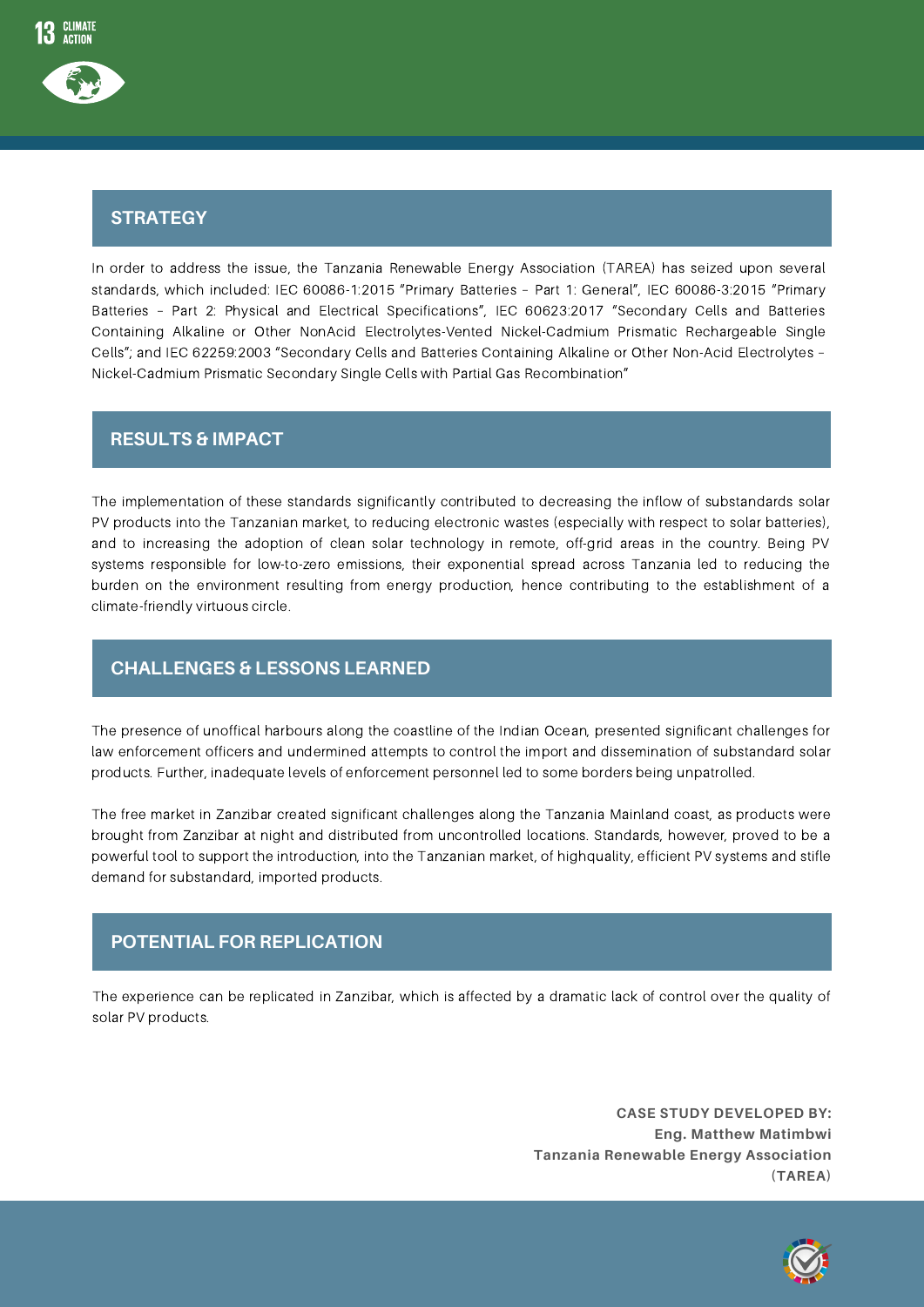## STRATEGY

In order to address the issue, the Tanzania Renewable Energy Association (TAREA) has seized upon several standards, which included: IEC 60086-1:2015 "Primary Batteries – Part 1: General", IEC 60086-3:2015 "Primary Batteries – Part 2: Physical and Electrical Specifications", IEC 60623:2017 "Secondary Cells and Batteries Containing Alkaline or Other NonAcid Electrolytes-Vented Nickel-Cadmium Prismatic Rechargeable Single Cells"; and IEC 62259:2003 "Secondary Cells and Batteries Containing Alkaline or Other Non-Acid Electrolytes – Nickel-Cadmium Prismatic Secondary Single Cells with Partial Gas Recombination"

## RESULTS & IMPACT

The implementation of these standards significantly contributed to decreasing the inflow of substandards solar PV products into the Tanzanian market, to reducing electronic wastes (especially with respect to solar batteries), and to increasing the adoption of clean solar technology in remote, off-grid areas in the country. Being PV systems responsible for low-to-zero emissions, their exponential spread across Tanzania led to reducing the burden on the environment resulting from energy production, hence contributing to the establishment of a climate-friendly virtuous circle.

## CHALLENGES & LESSONS LEARNED

The presence of unoffical harbours along the coastline of the Indian Ocean, presented significant challenges for law enforcement officers and undermined attempts to control the import and dissemination of substandard solar products. Further, inadequate levels of enforcement personnel led to some borders being unpatrolled.

The free market in Zanzibar created significant challenges along the Tanzania Mainland coast, as products were brought from Zanzibar at night and distributed from uncontrolled locations. Standards, however, proved to be a powerful tool to support the introduction, into the Tanzanian market, of highquality, efficient PV systems and stifle demand for substandard, imported products.

## POTENTIAL FOR REPLICATION

The experience can be replicated in Zanzibar, which is affected by a dramatic lack of control over the quality of solar PV products.

**CASE STUDY DEVELOPED BY:**
**Eng. Matthew Matimbwi**
**Tanzania Renewable Energy Association (TAREA)**